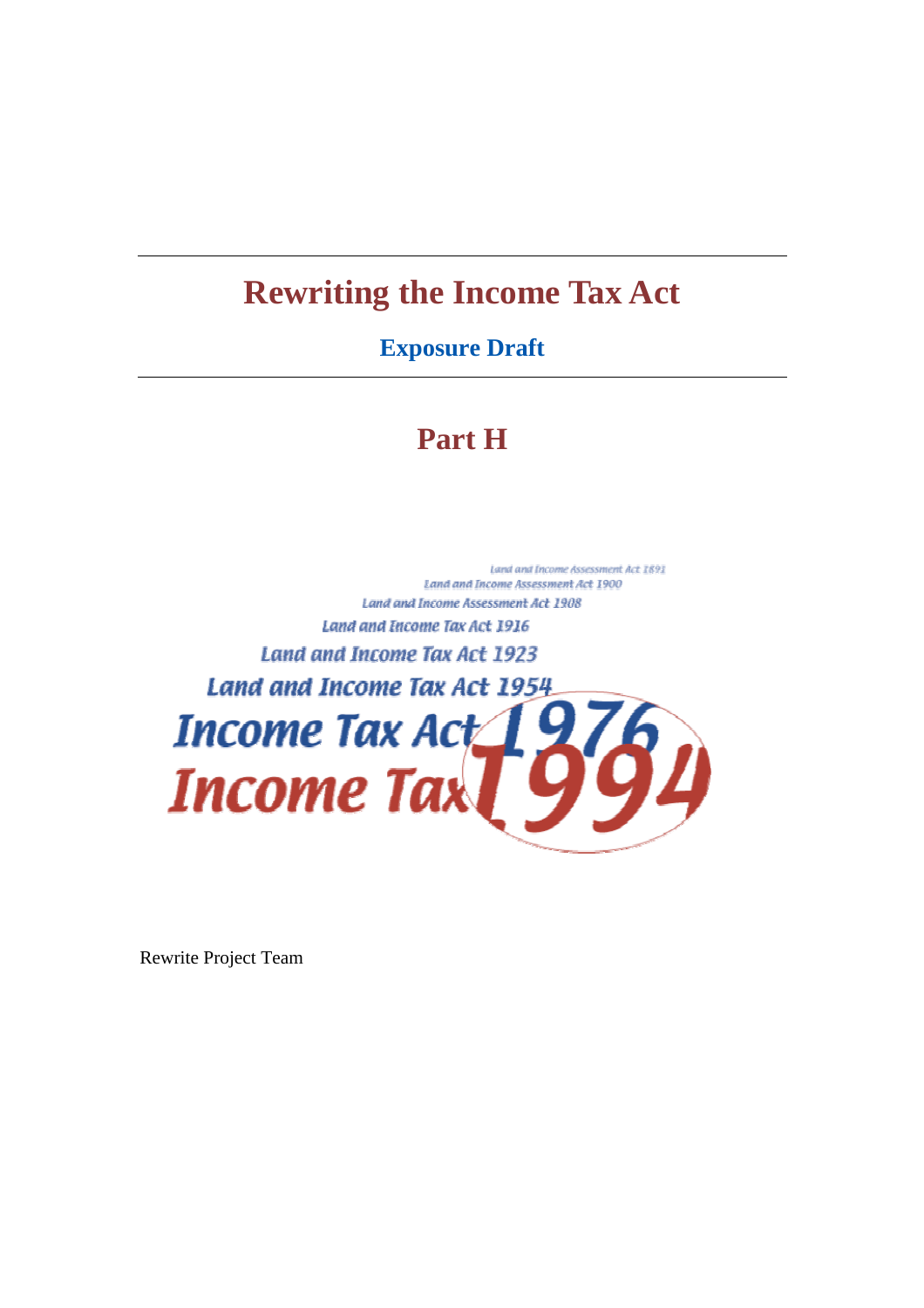# Rewriting the Income Tax Act

## Exposure Draft

## Part H

Land and Income Assessment Act 1891

Land and Income Assessment Act 1900

Land and Income Assessment Act 1908

Land and Income Tax Act 1916

Land and Income Tax Act 1923

Land and Income Tax Act 1954

Income Tax Act 1976

Income Tax 1994

Rewrite Project Team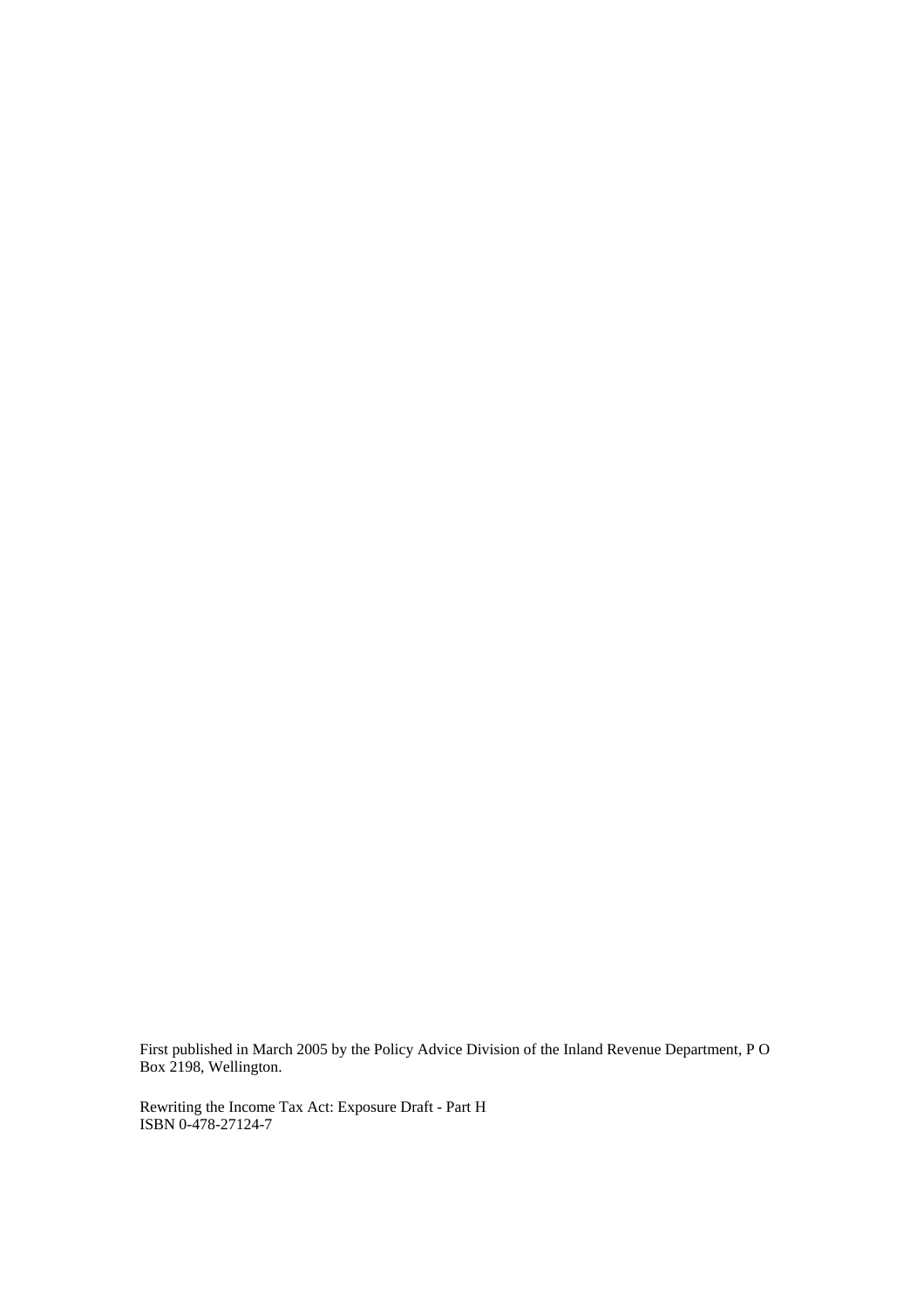First published in March 2005 by the Policy Advice Division of the Inland Revenue Department, P O Box 2198, Wellington.

Rewriting the Income Tax Act: Exposure Draft - Part H
ISBN 0-478-27124-7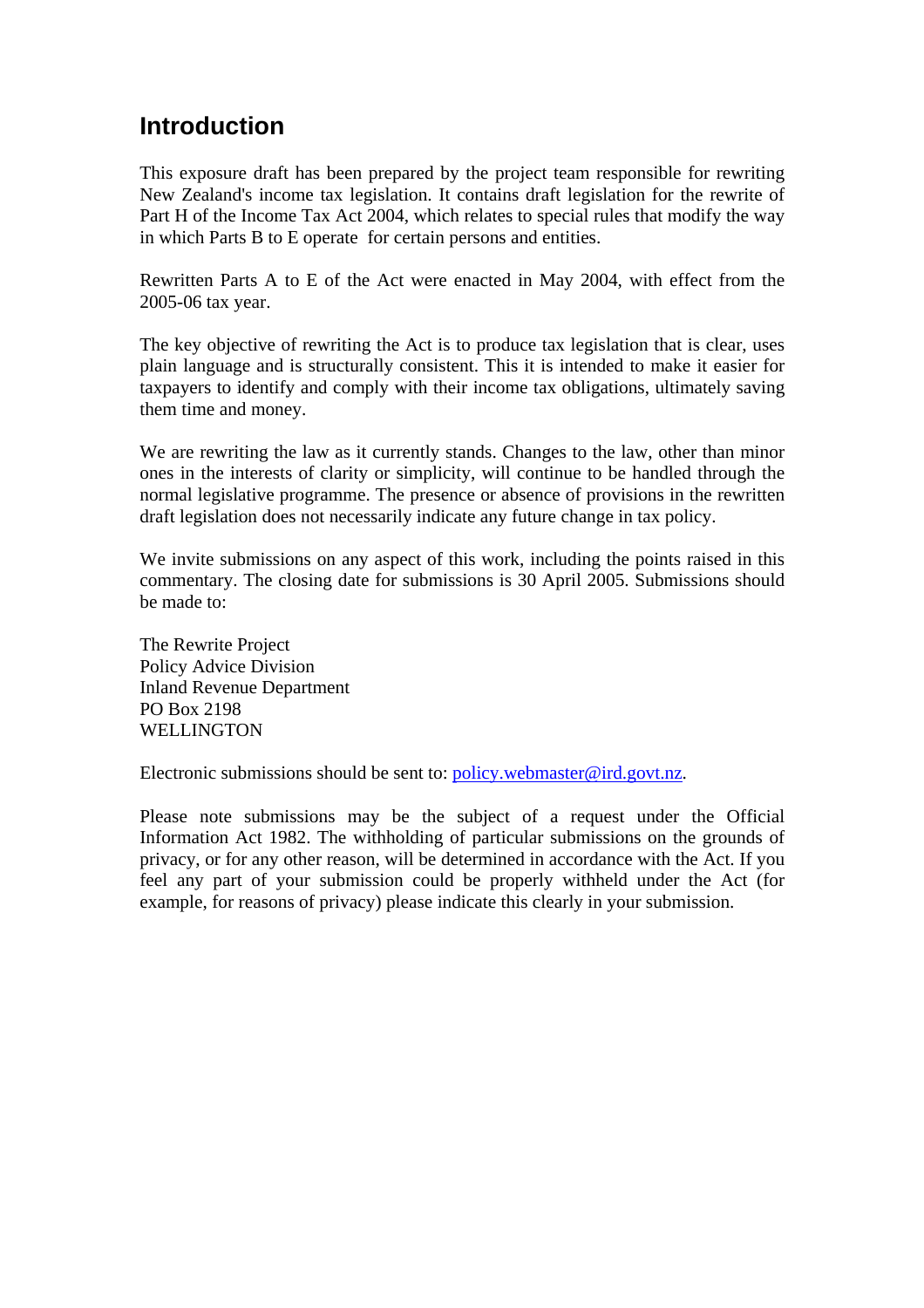# Introduction

This exposure draft has been prepared by the project team responsible for rewriting New Zealand's income tax legislation. It contains draft legislation for the rewrite of Part H of the Income Tax Act 2004, which relates to special rules that modify the way in which Parts B to E operate for certain persons and entities.

Rewritten Parts A to E of the Act were enacted in May 2004, with effect from the 2005-06 tax year.

The key objective of rewriting the Act is to produce tax legislation that is clear, uses plain language and is structurally consistent. This it is intended to make it easier for taxpayers to identify and comply with their income tax obligations, ultimately saving them time and money.

We are rewriting the law as it currently stands. Changes to the law, other than minor ones in the interests of clarity or simplicity, will continue to be handled through the normal legislative programme. The presence or absence of provisions in the rewritten draft legislation does not necessarily indicate any future change in tax policy.

We invite submissions on any aspect of this work, including the points raised in this commentary. The closing date for submissions is 30 April 2005. Submissions should be made to:

The Rewrite Project
Policy Advice Division
Inland Revenue Department
PO Box 2198
WELLINGTON

Electronic submissions should be sent to: policy.webmaster@ird.govt.nz.

Please note submissions may be the subject of a request under the Official Information Act 1982. The withholding of particular submissions on the grounds of privacy, or for any other reason, will be determined in accordance with the Act. If you feel any part of your submission could be properly withheld under the Act (for example, for reasons of privacy) please indicate this clearly in your submission.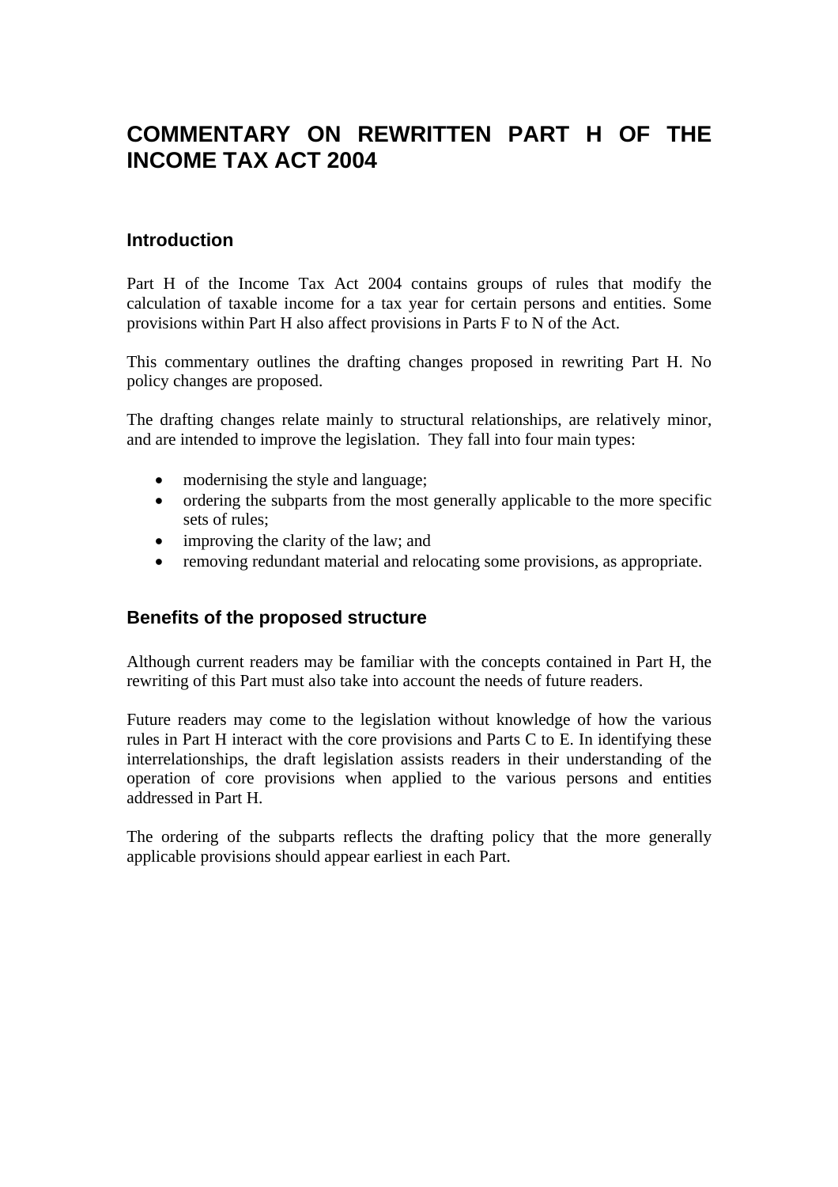# COMMENTARY ON REWRITTEN PART H OF THE INCOME TAX ACT 2004

## Introduction

Part H of the Income Tax Act 2004 contains groups of rules that modify the calculation of taxable income for a tax year for certain persons and entities. Some provisions within Part H also affect provisions in Parts F to N of the Act.

This commentary outlines the drafting changes proposed in rewriting Part H. No policy changes are proposed.

The drafting changes relate mainly to structural relationships, are relatively minor, and are intended to improve the legislation. They fall into four main types:

- modernising the style and language;
- ordering the subparts from the most generally applicable to the more specific sets of rules;
- improving the clarity of the law; and
- removing redundant material and relocating some provisions, as appropriate.

## Benefits of the proposed structure

Although current readers may be familiar with the concepts contained in Part H, the rewriting of this Part must also take into account the needs of future readers.

Future readers may come to the legislation without knowledge of how the various rules in Part H interact with the core provisions and Parts C to E. In identifying these interrelationships, the draft legislation assists readers in their understanding of the operation of core provisions when applied to the various persons and entities addressed in Part H.

The ordering of the subparts reflects the drafting policy that the more generally applicable provisions should appear earliest in each Part.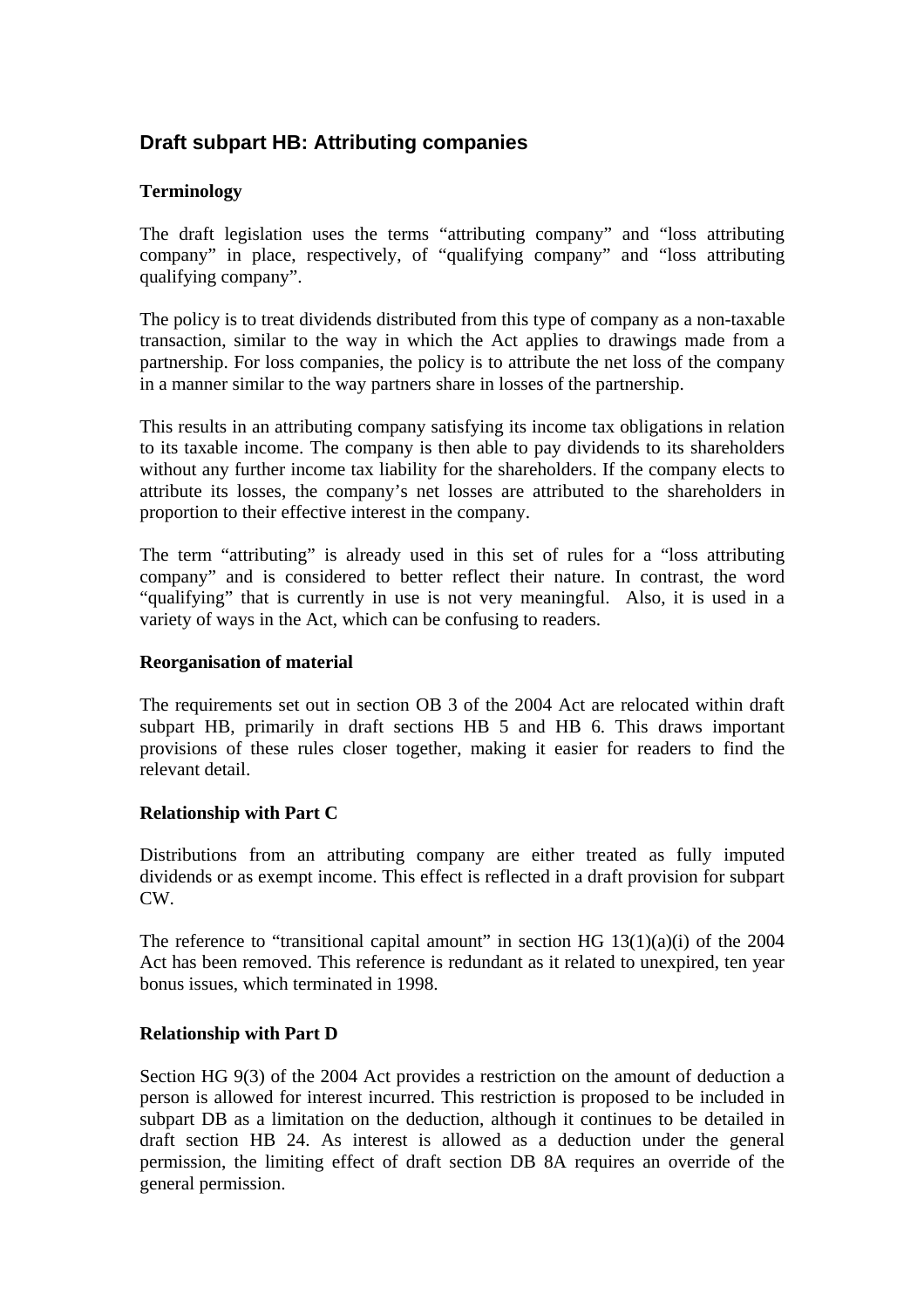## Draft subpart HB: Attributing companies

**Terminology**

The draft legislation uses the terms "attributing company" and "loss attributing company" in place, respectively, of "qualifying company" and "loss attributing qualifying company".

The policy is to treat dividends distributed from this type of company as a non-taxable transaction, similar to the way in which the Act applies to drawings made from a partnership. For loss companies, the policy is to attribute the net loss of the company in a manner similar to the way partners share in losses of the partnership.

This results in an attributing company satisfying its income tax obligations in relation to its taxable income. The company is then able to pay dividends to its shareholders without any further income tax liability for the shareholders. If the company elects to attribute its losses, the company's net losses are attributed to the shareholders in proportion to their effective interest in the company.

The term "attributing" is already used in this set of rules for a "loss attributing company" and is considered to better reflect their nature. In contrast, the word "qualifying" that is currently in use is not very meaningful. Also, it is used in a variety of ways in the Act, which can be confusing to readers.

**Reorganisation of material**

The requirements set out in section OB 3 of the 2004 Act are relocated within draft subpart HB, primarily in draft sections HB 5 and HB 6. This draws important provisions of these rules closer together, making it easier for readers to find the relevant detail.

**Relationship with Part C**

Distributions from an attributing company are either treated as fully imputed dividends or as exempt income. This effect is reflected in a draft provision for subpart CW.

The reference to "transitional capital amount" in section HG 13(1)(a)(i) of the 2004 Act has been removed. This reference is redundant as it related to unexpired, ten year bonus issues, which terminated in 1998.

**Relationship with Part D**

Section HG 9(3) of the 2004 Act provides a restriction on the amount of deduction a person is allowed for interest incurred. This restriction is proposed to be included in subpart DB as a limitation on the deduction, although it continues to be detailed in draft section HB 24. As interest is allowed as a deduction under the general permission, the limiting effect of draft section DB 8A requires an override of the general permission.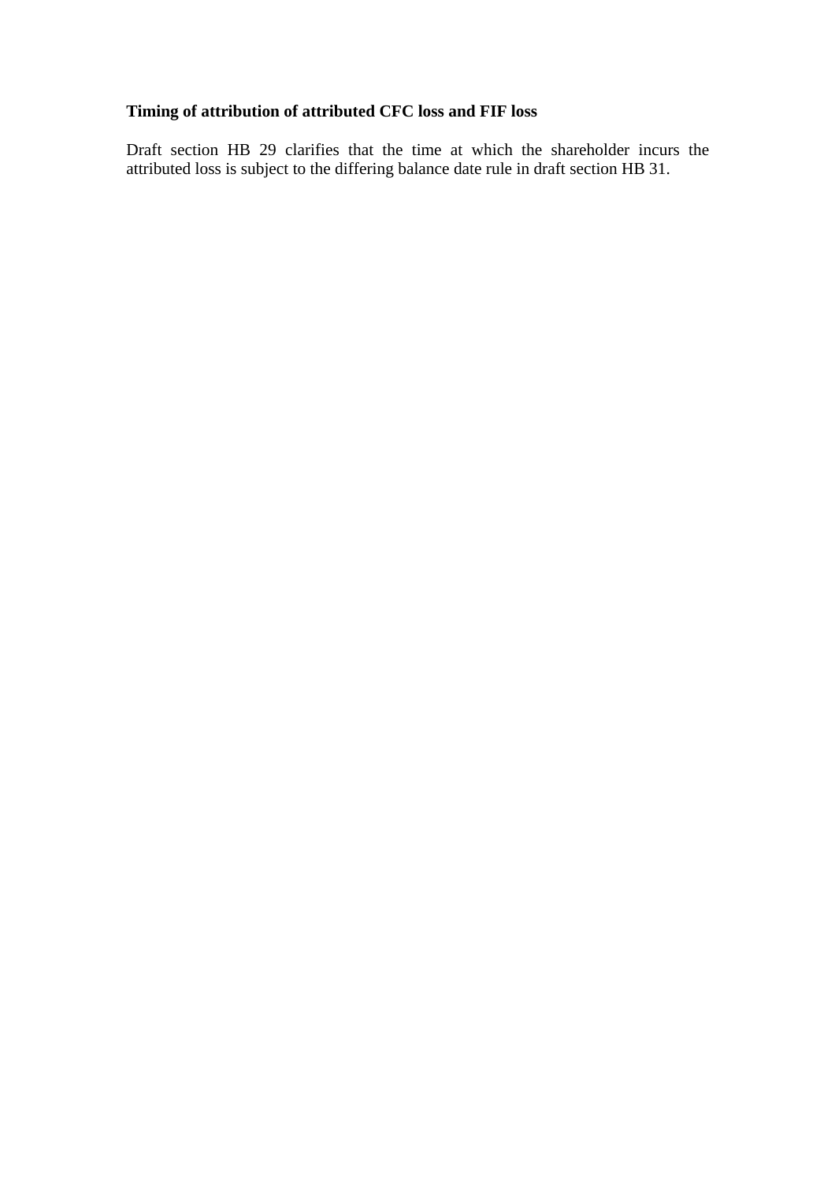**Timing of attribution of attributed CFC loss and FIF loss**

Draft section HB 29 clarifies that the time at which the shareholder incurs the attributed loss is subject to the differing balance date rule in draft section HB 31.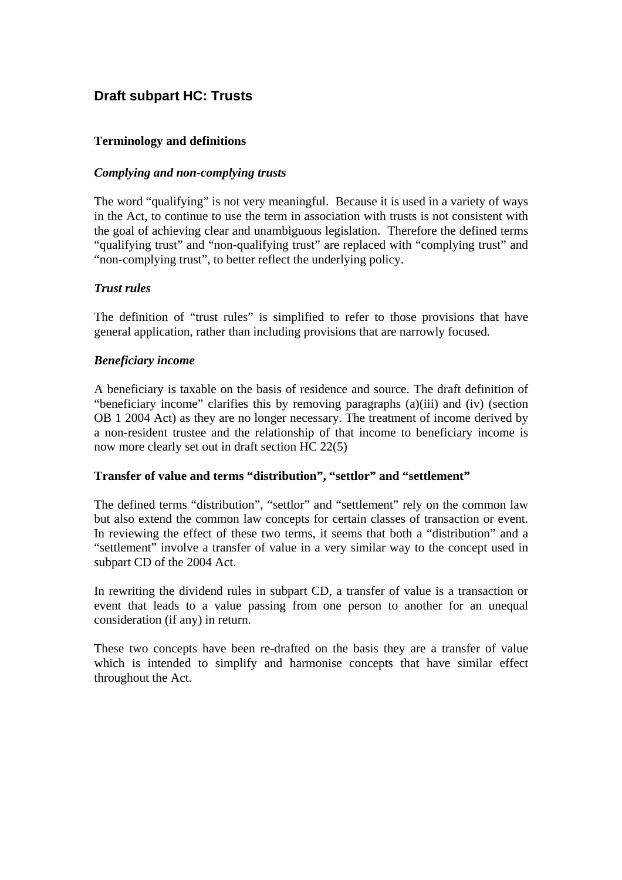## Draft subpart HC: Trusts

### Terminology and definitions

#### *Complying and non-complying trusts*

The word "qualifying" is not very meaningful. Because it is used in a variety of ways in the Act, to continue to use the term in association with trusts is not consistent with the goal of achieving clear and unambiguous legislation. Therefore the defined terms "qualifying trust" and "non-qualifying trust" are replaced with "complying trust" and "non-complying trust", to better reflect the underlying policy.

#### *Trust rules*

The definition of "trust rules" is simplified to refer to those provisions that have general application, rather than including provisions that are narrowly focused.

#### *Beneficiary income*

A beneficiary is taxable on the basis of residence and source. The draft definition of "beneficiary income" clarifies this by removing paragraphs (a)(iii) and (iv) (section OB 1 2004 Act) as they are no longer necessary. The treatment of income derived by a non-resident trustee and the relationship of that income to beneficiary income is now more clearly set out in draft section HC 22(5)

### Transfer of value and terms "distribution", "settlor" and "settlement"

The defined terms "distribution", "settlor" and "settlement" rely on the common law but also extend the common law concepts for certain classes of transaction or event. In reviewing the effect of these two terms, it seems that both a "distribution" and a "settlement" involve a transfer of value in a very similar way to the concept used in subpart CD of the 2004 Act.

In rewriting the dividend rules in subpart CD, a transfer of value is a transaction or event that leads to a value passing from one person to another for an unequal consideration (if any) in return.

These two concepts have been re-drafted on the basis they are a transfer of value which is intended to simplify and harmonise concepts that have similar effect throughout the Act.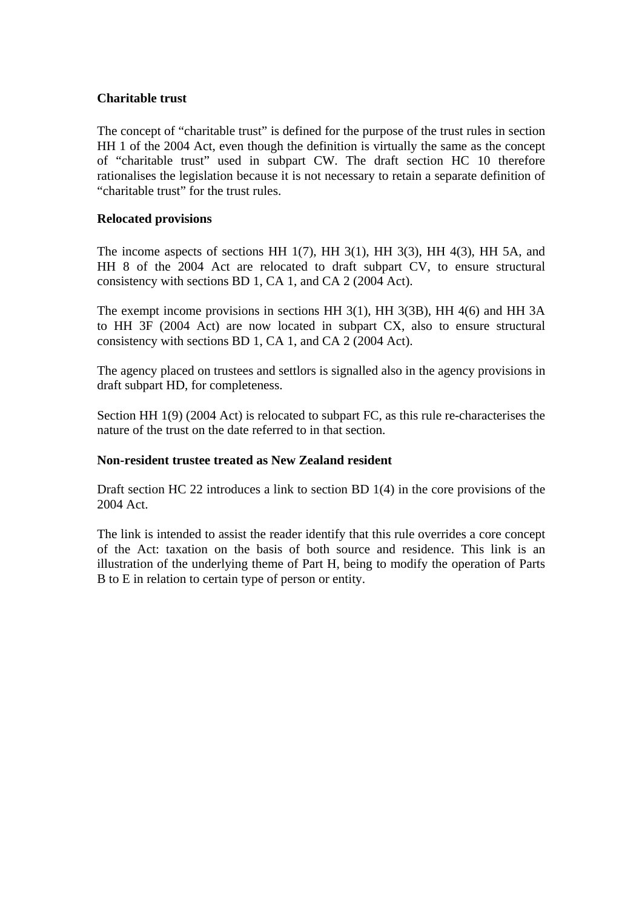**Charitable trust**

The concept of "charitable trust" is defined for the purpose of the trust rules in section HH 1 of the 2004 Act, even though the definition is virtually the same as the concept of "charitable trust" used in subpart CW. The draft section HC 10 therefore rationalises the legislation because it is not necessary to retain a separate definition of "charitable trust" for the trust rules.

**Relocated provisions**

The income aspects of sections HH 1(7), HH 3(1), HH 3(3), HH 4(3), HH 5A, and HH 8 of the 2004 Act are relocated to draft subpart CV, to ensure structural consistency with sections BD 1, CA 1, and CA 2 (2004 Act).

The exempt income provisions in sections HH 3(1), HH 3(3B), HH 4(6) and HH 3A to HH 3F (2004 Act) are now located in subpart CX, also to ensure structural consistency with sections BD 1, CA 1, and CA 2 (2004 Act).

The agency placed on trustees and settlors is signalled also in the agency provisions in draft subpart HD, for completeness.

Section HH 1(9) (2004 Act) is relocated to subpart FC, as this rule re-characterises the nature of the trust on the date referred to in that section.

**Non-resident trustee treated as New Zealand resident**

Draft section HC 22 introduces a link to section BD 1(4) in the core provisions of the 2004 Act.

The link is intended to assist the reader identify that this rule overrides a core concept of the Act: taxation on the basis of both source and residence. This link is an illustration of the underlying theme of Part H, being to modify the operation of Parts B to E in relation to certain type of person or entity.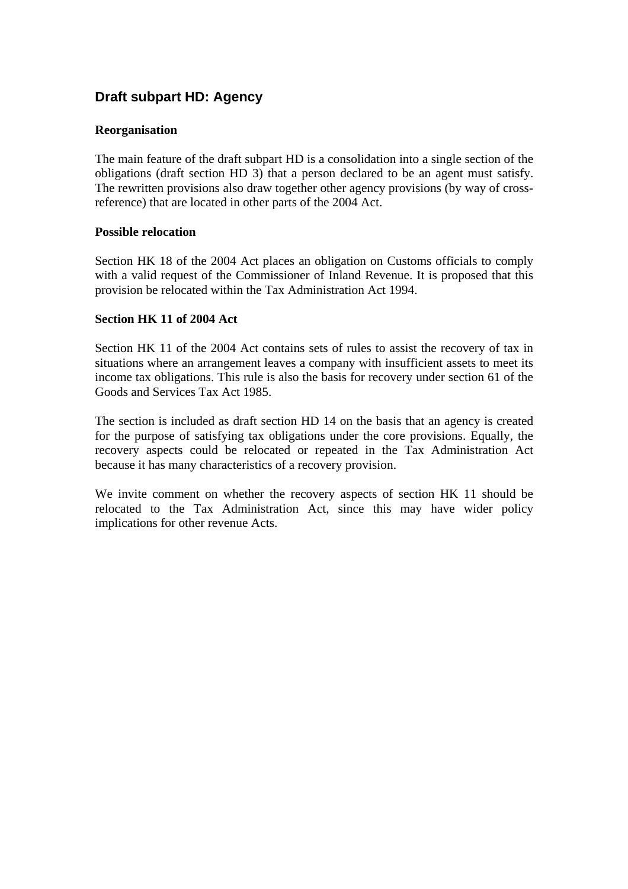## Draft subpart HD: Agency

### Reorganisation

The main feature of the draft subpart HD is a consolidation into a single section of the obligations (draft section HD 3) that a person declared to be an agent must satisfy. The rewritten provisions also draw together other agency provisions (by way of cross-reference) that are located in other parts of the 2004 Act.

### Possible relocation

Section HK 18 of the 2004 Act places an obligation on Customs officials to comply with a valid request of the Commissioner of Inland Revenue. It is proposed that this provision be relocated within the Tax Administration Act 1994.

### Section HK 11 of 2004 Act

Section HK 11 of the 2004 Act contains sets of rules to assist the recovery of tax in situations where an arrangement leaves a company with insufficient assets to meet its income tax obligations. This rule is also the basis for recovery under section 61 of the Goods and Services Tax Act 1985.

The section is included as draft section HD 14 on the basis that an agency is created for the purpose of satisfying tax obligations under the core provisions. Equally, the recovery aspects could be relocated or repeated in the Tax Administration Act because it has many characteristics of a recovery provision.

We invite comment on whether the recovery aspects of section HK 11 should be relocated to the Tax Administration Act, since this may have wider policy implications for other revenue Acts.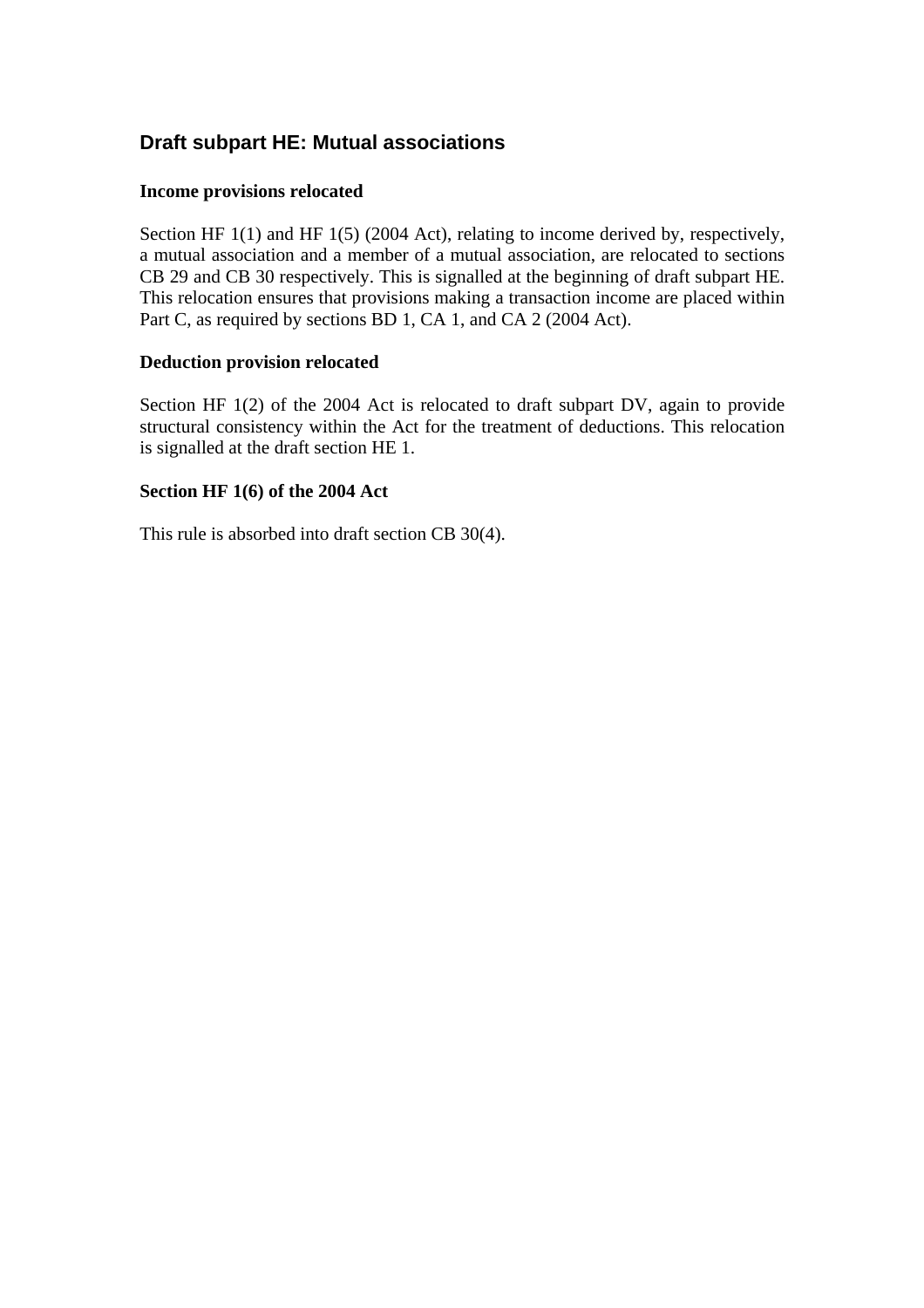## Draft subpart HE: Mutual associations

### Income provisions relocated

Section HF 1(1) and HF 1(5) (2004 Act), relating to income derived by, respectively, a mutual association and a member of a mutual association, are relocated to sections CB 29 and CB 30 respectively. This is signalled at the beginning of draft subpart HE. This relocation ensures that provisions making a transaction income are placed within Part C, as required by sections BD 1, CA 1, and CA 2 (2004 Act).

### Deduction provision relocated

Section HF 1(2) of the 2004 Act is relocated to draft subpart DV, again to provide structural consistency within the Act for the treatment of deductions. This relocation is signalled at the draft section HE 1.

### Section HF 1(6) of the 2004 Act

This rule is absorbed into draft section CB 30(4).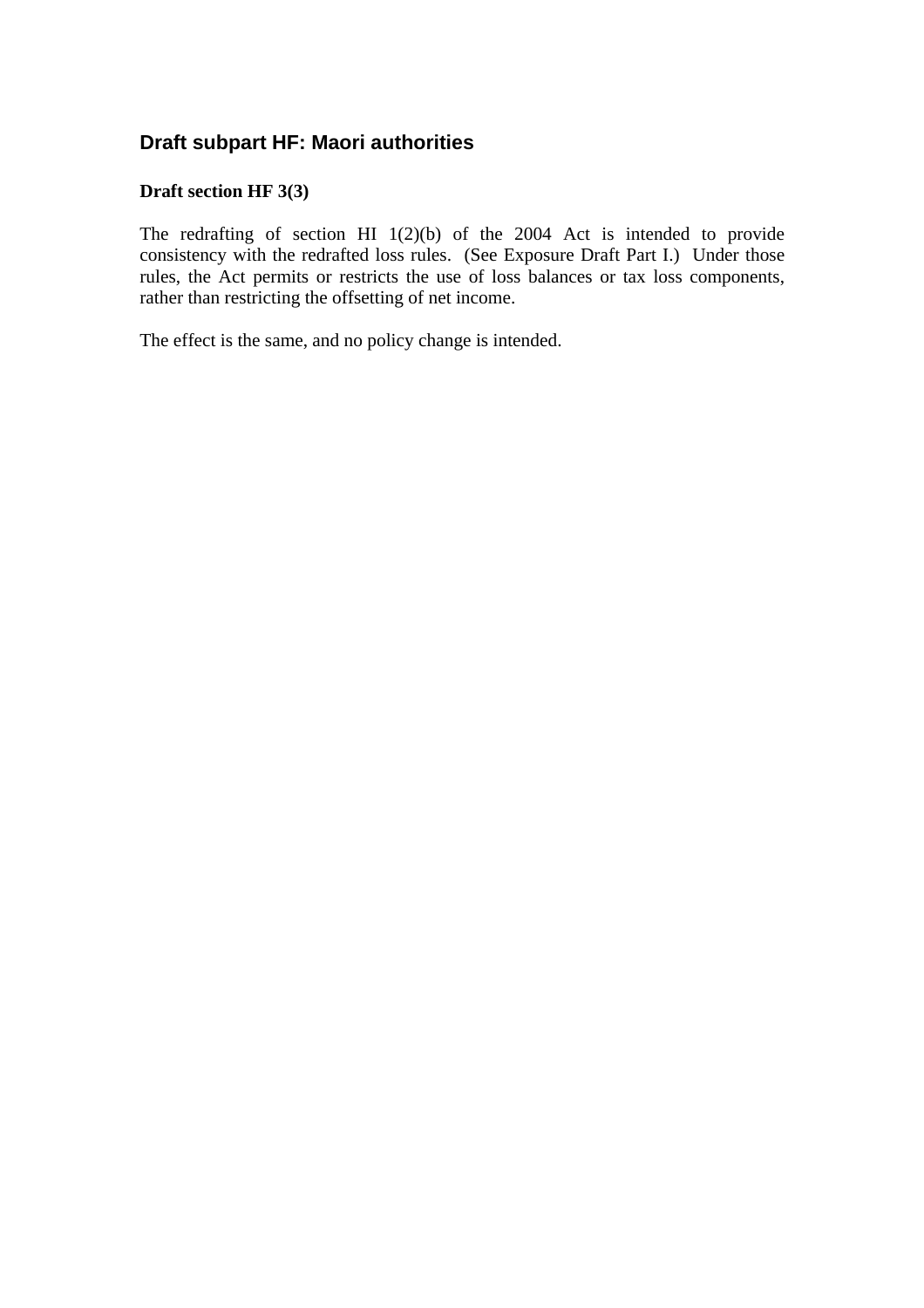## Draft subpart HF: Maori authorities

**Draft section HF 3(3)**

The redrafting of section HI 1(2)(b) of the 2004 Act is intended to provide consistency with the redrafted loss rules. (See Exposure Draft Part I.) Under those rules, the Act permits or restricts the use of loss balances or tax loss components, rather than restricting the offsetting of net income.

The effect is the same, and no policy change is intended.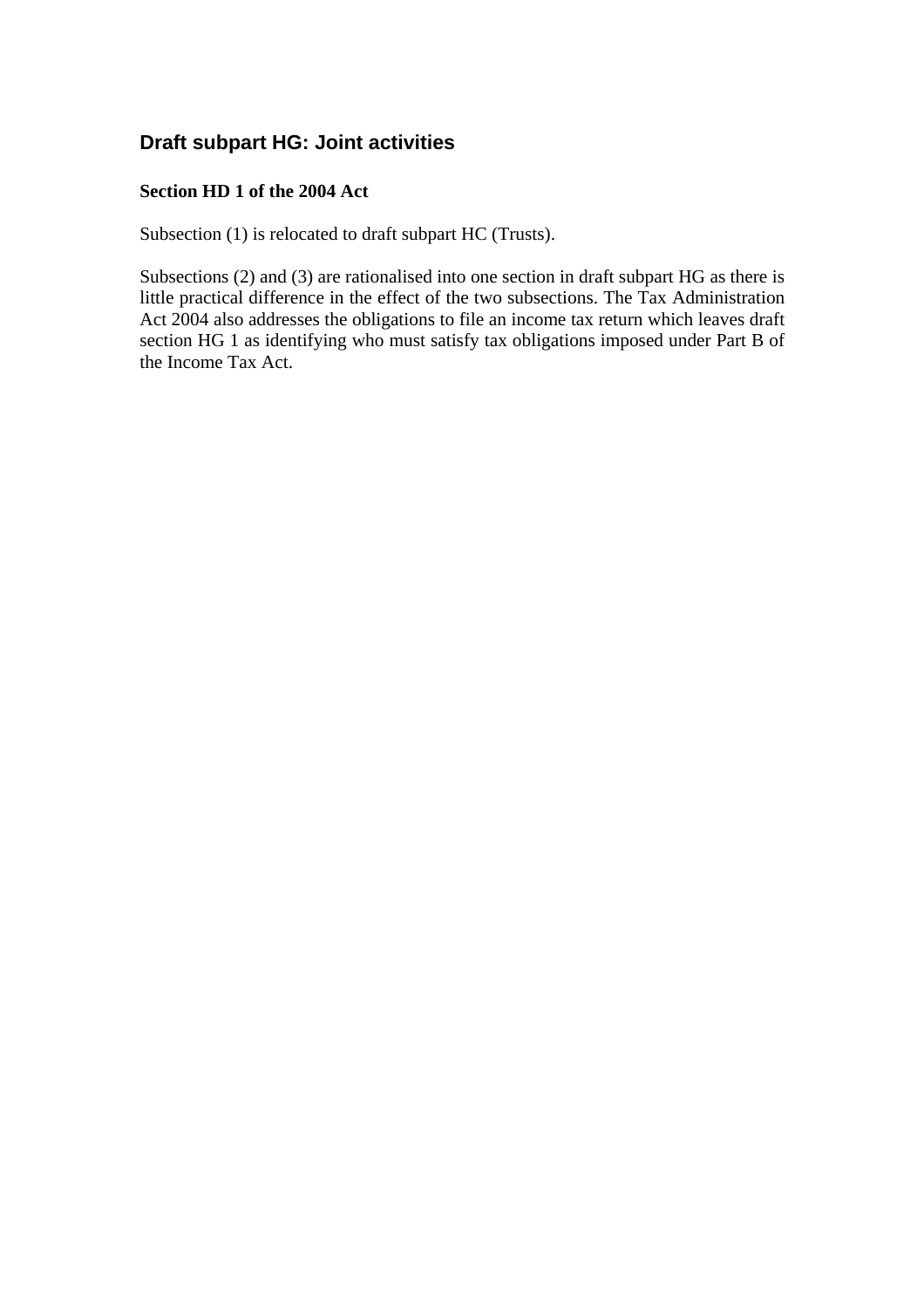## Draft subpart HG: Joint activities

**Section HD 1 of the 2004 Act**

Subsection (1) is relocated to draft subpart HC (Trusts).

Subsections (2) and (3) are rationalised into one section in draft subpart HG as there is little practical difference in the effect of the two subsections. The Tax Administration Act 2004 also addresses the obligations to file an income tax return which leaves draft section HG 1 as identifying who must satisfy tax obligations imposed under Part B of the Income Tax Act.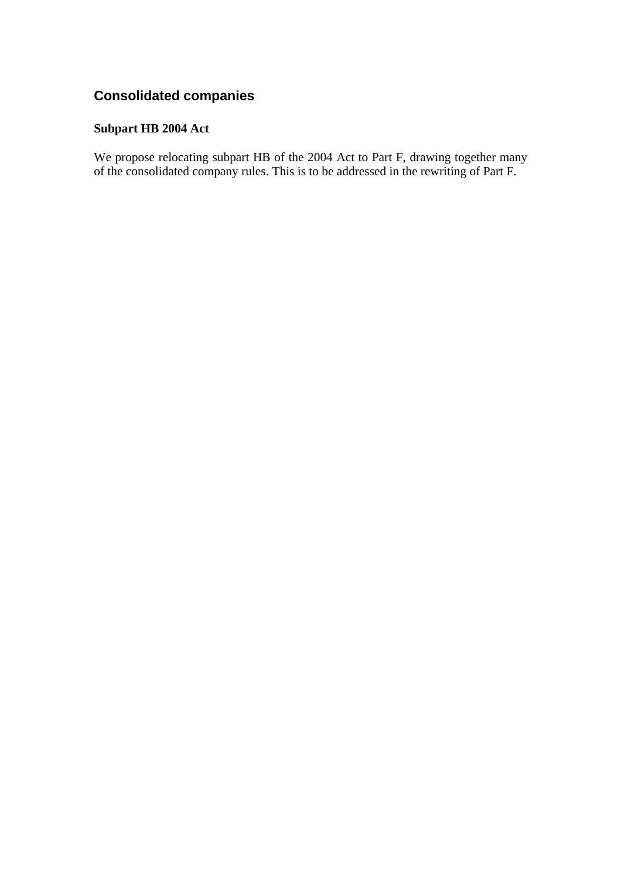## Consolidated companies

### Subpart HB 2004 Act

We propose relocating subpart HB of the 2004 Act to Part F, drawing together many of the consolidated company rules. This is to be addressed in the rewriting of Part F.